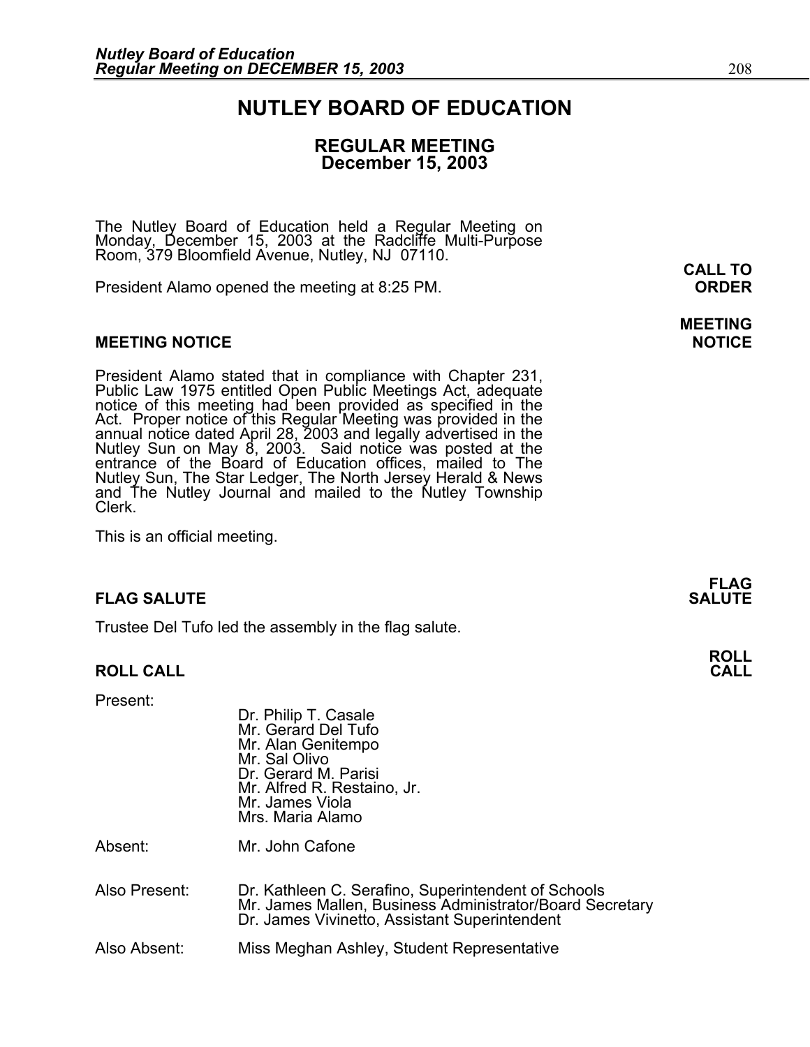# NUTLEY BOARD OF EDUCATION

## REGULAR MEETING
## December 15, 2003

The Nutley Board of Education held a Regular Meeting on Monday, December 15, 2003 at the Radcliffe Multi-Purpose Room, 379 Bloomfield Avenue, Nutley, NJ 07110.

**CALL TO ORDER**

President Alamo opened the meeting at 8:25 PM.

**MEETING NOTICE**

President Alamo stated that in compliance with Chapter 231, Public Law 1975 entitled Open Public Meetings Act, adequate notice of this meeting had been provided as specified in the Act. Proper notice of this Regular Meeting was provided in the annual notice dated April 28, 2003 and legally advertised in the Nutley Sun on May 8, 2003. Said notice was posted at the entrance of the Board of Education offices, mailed to The Nutley Sun, The Star Ledger, The North Jersey Herald & News and The Nutley Journal and mailed to the Nutley Township Clerk.

This is an official meeting.

**FLAG SALUTE**

Trustee Del Tufo led the assembly in the flag salute.

**ROLL CALL**

Present:

Dr. Philip T. Casale
Mr. Gerard Del Tufo
Mr. Alan Genitempo
Mr. Sal Olivo
Dr. Gerard M. Parisi
Mr. Alfred R. Restaino, Jr.
Mr. James Viola
Mrs. Maria Alamo

Absent: Mr. John Cafone

Also Present: Dr. Kathleen C. Serafino, Superintendent of Schools
Mr. James Mallen, Business Administrator/Board Secretary
Dr. James Vivinetto, Assistant Superintendent

Also Absent: Miss Meghan Ashley, Student Representative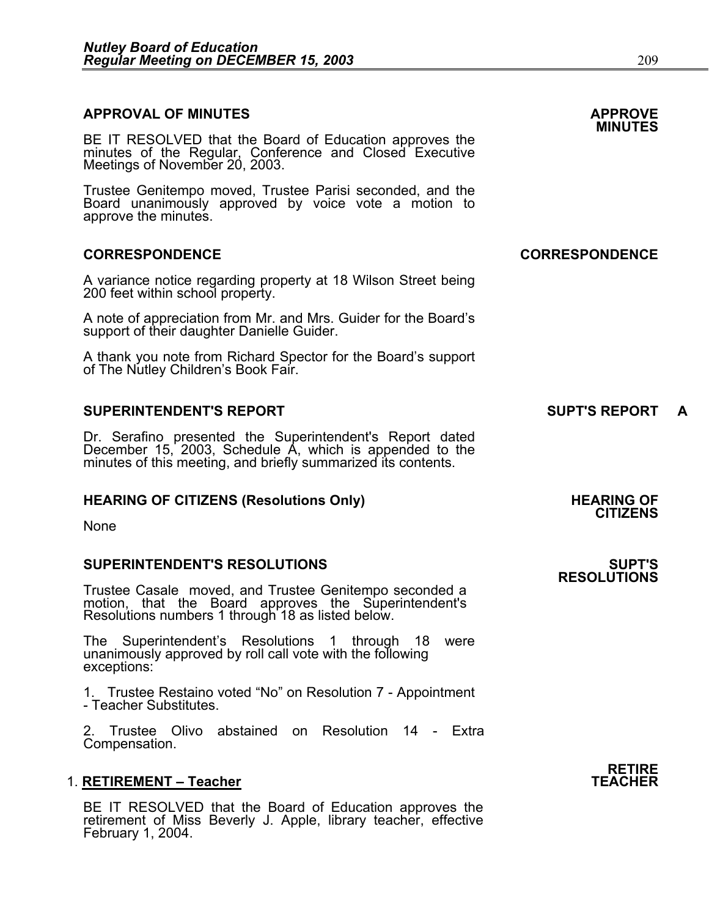### APPROVAL OF MINUTES

**APPROVE MINUTES**

BE IT RESOLVED that the Board of Education approves the minutes of the Regular, Conference and Closed Executive Meetings of November 20, 2003.

Trustee Genitempo moved, Trustee Parisi seconded, and the Board unanimously approved by voice vote a motion to approve the minutes.

### CORRESPONDENCE

**CORRESPONDENCE**

A variance notice regarding property at 18 Wilson Street being 200 feet within school property.

A note of appreciation from Mr. and Mrs. Guider for the Board's support of their daughter Danielle Guider.

A thank you note from Richard Spector for the Board's support of The Nutley Children's Book Fair.

### SUPERINTENDENT'S REPORT

**SUPT'S REPORT A**

Dr. Serafino presented the Superintendent's Report dated December 15, 2003, Schedule A, which is appended to the minutes of this meeting, and briefly summarized its contents.

### HEARING OF CITIZENS (Resolutions Only)

**HEARING OF CITIZENS**

None

### SUPERINTENDENT'S RESOLUTIONS

**SUPT'S RESOLUTIONS**

Trustee Casale moved, and Trustee Genitempo seconded a motion, that the Board approves the Superintendent's Resolutions numbers 1 through 18 as listed below.

The Superintendent's Resolutions 1 through 18 were unanimously approved by roll call vote with the following exceptions:

1. Trustee Restaino voted "No" on Resolution 7 - Appointment - Teacher Substitutes.

2. Trustee Olivo abstained on Resolution 14 - Extra Compensation.

**RETIRE TEACHER**

1. **RETIREMENT – Teacher**

BE IT RESOLVED that the Board of Education approves the retirement of Miss Beverly J. Apple, library teacher, effective February 1, 2004.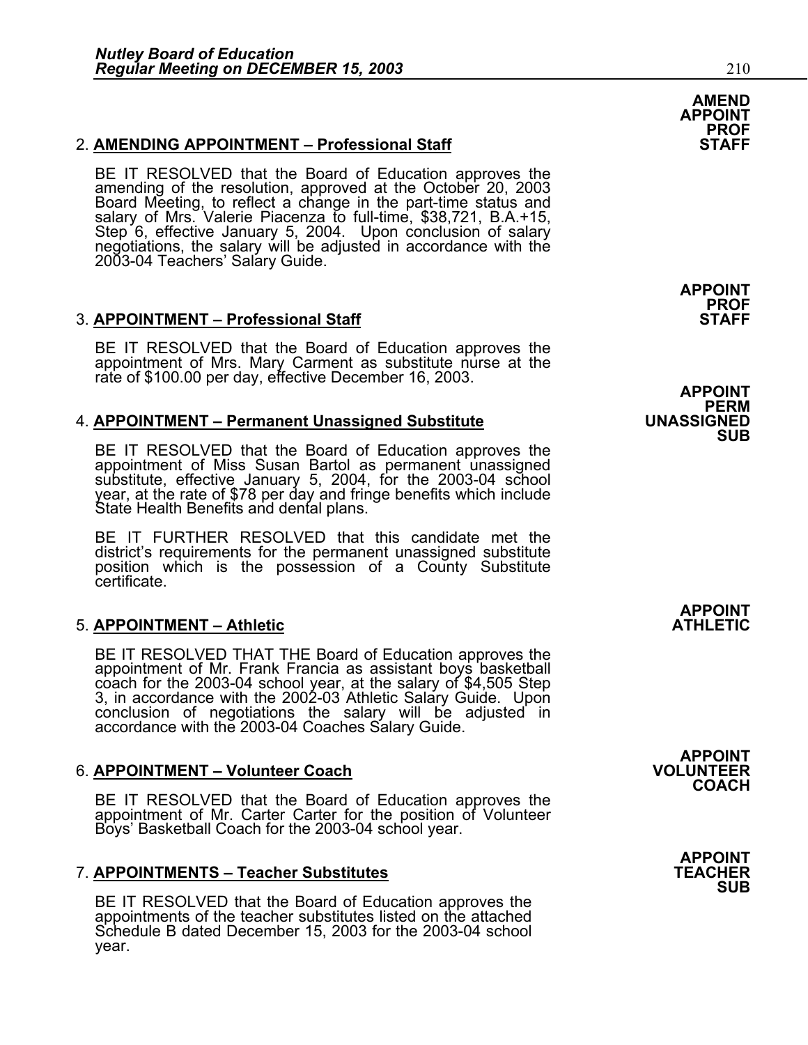2. **AMENDING APPOINTMENT – Professional Staff**

**AMEND APPOINT PROF STAFF**

BE IT RESOLVED that the Board of Education approves the amending of the resolution, approved at the October 20, 2003 Board Meeting, to reflect a change in the part-time status and salary of Mrs. Valerie Piacenza to full-time, $38,721, B.A.+15, Step 6, effective January 5, 2004. Upon conclusion of salary negotiations, the salary will be adjusted in accordance with the 2003-04 Teachers' Salary Guide.

3. **APPOINTMENT – Professional Staff**

**APPOINT PROF STAFF**

BE IT RESOLVED that the Board of Education approves the appointment of Mrs. Mary Carment as substitute nurse at the rate of $100.00 per day, effective December 16, 2003.

4. **APPOINTMENT – Permanent Unassigned Substitute**

**APPOINT PERM UNASSIGNED SUB**

BE IT RESOLVED that the Board of Education approves the appointment of Miss Susan Bartol as permanent unassigned substitute, effective January 5, 2004, for the 2003-04 school year, at the rate of $78 per day and fringe benefits which include State Health Benefits and dental plans.

BE IT FURTHER RESOLVED that this candidate met the district's requirements for the permanent unassigned substitute position which is the possession of a County Substitute certificate.

5. **APPOINTMENT – Athletic**

**APPOINT ATHLETIC**

BE IT RESOLVED THAT THE Board of Education approves the appointment of Mr. Frank Francia as assistant boys basketball coach for the 2003-04 school year, at the salary of $4,505 Step 3, in accordance with the 2002-03 Athletic Salary Guide. Upon conclusion of negotiations the salary will be adjusted in accordance with the 2003-04 Coaches Salary Guide.

6. **APPOINTMENT – Volunteer Coach**

**APPOINT VOLUNTEER COACH**

BE IT RESOLVED that the Board of Education approves the appointment of Mr. Carter Carter for the position of Volunteer Boys' Basketball Coach for the 2003-04 school year.

7. **APPOINTMENTS – Teacher Substitutes**

**APPOINT TEACHER SUB**

BE IT RESOLVED that the Board of Education approves the appointments of the teacher substitutes listed on the attached Schedule B dated December 15, 2003 for the 2003-04 school year.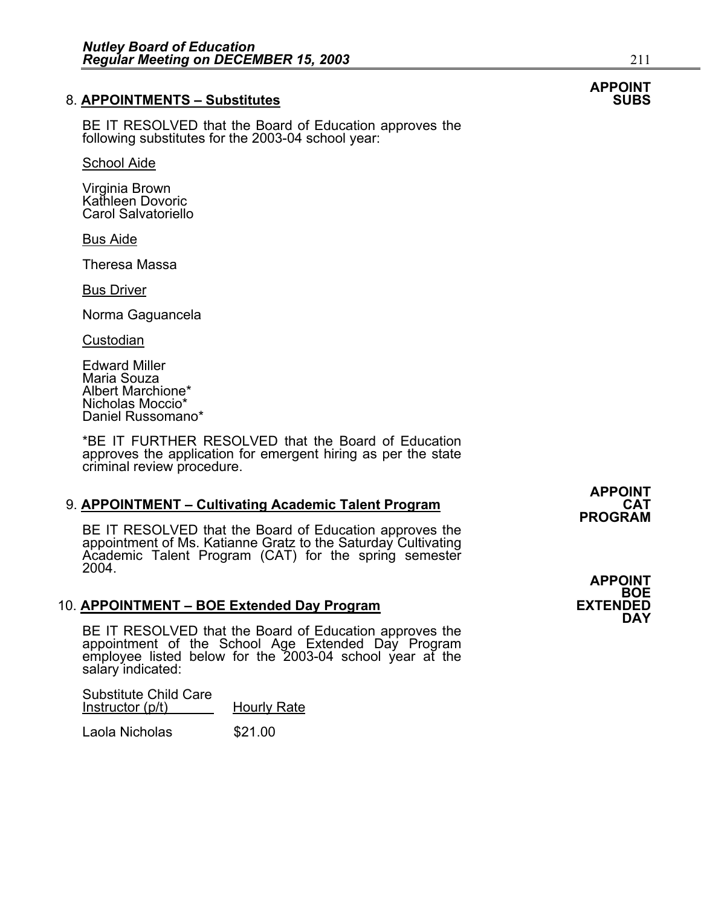**APPOINT SUBS**

8. **APPOINTMENTS – Substitutes**

BE IT RESOLVED that the Board of Education approves the following substitutes for the 2003-04 school year:

School Aide

Virginia Brown
Kathleen Dovoric
Carol Salvatoriello

Bus Aide

Theresa Massa

Bus Driver

Norma Gaguancela

Custodian

Edward Miller
Maria Souza
Albert Marchione*
Nicholas Moccio*
Daniel Russomano*

*BE IT FURTHER RESOLVED that the Board of Education approves the application for emergent hiring as per the state criminal review procedure.

**APPOINT CAT PROGRAM**

9. **APPOINTMENT – Cultivating Academic Talent Program**

BE IT RESOLVED that the Board of Education approves the appointment of Ms. Katianne Gratz to the Saturday Cultivating Academic Talent Program (CAT) for the spring semester 2004.

**APPOINT BOE EXTENDED DAY**

10. **APPOINTMENT – BOE Extended Day Program**

BE IT RESOLVED that the Board of Education approves the appointment of the School Age Extended Day Program employee listed below for the 2003-04 school year at the salary indicated:

| Substitute Child Care Instructor (p/t) | Hourly Rate |
|---|---|
| Laola Nicholas | \$21.00 |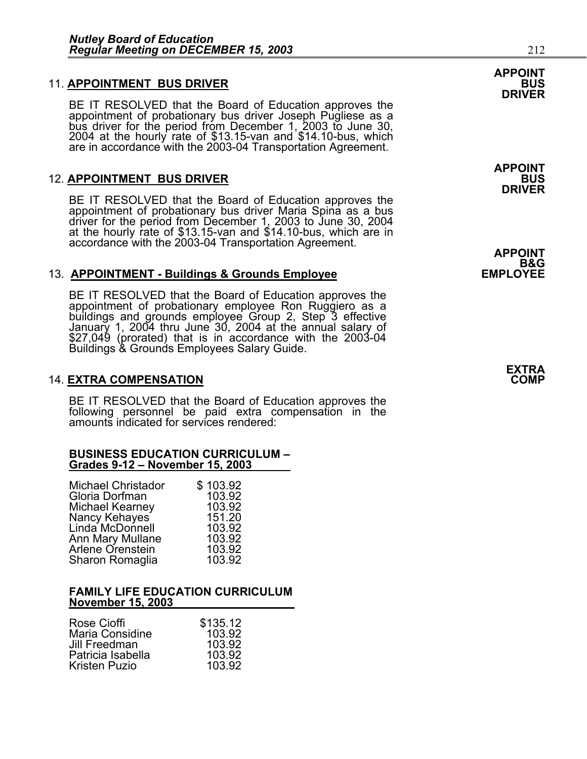**APPOINT BUS DRIVER**

11. **APPOINTMENT BUS DRIVER**

BE IT RESOLVED that the Board of Education approves the appointment of probationary bus driver Joseph Pugliese as a bus driver for the period from December 1, 2003 to June 30, 2004 at the hourly rate of $13.15-van and $14.10-bus, which are in accordance with the 2003-04 Transportation Agreement.

**APPOINT BUS DRIVER**

12. **APPOINTMENT BUS DRIVER**

BE IT RESOLVED that the Board of Education approves the appointment of probationary bus driver Maria Spina as a bus driver for the period from December 1, 2003 to June 30, 2004 at the hourly rate of $13.15-van and $14.10-bus, which are in accordance with the 2003-04 Transportation Agreement.

**APPOINT B&G EMPLOYEE**

13. **APPOINTMENT - Buildings & Grounds Employee**

BE IT RESOLVED that the Board of Education approves the appointment of probationary employee Ron Ruggiero as a buildings and grounds employee Group 2, Step 3 effective January 1, 2004 thru June 30, 2004 at the annual salary of $27,049 (prorated) that is in accordance with the 2003-04 Buildings & Grounds Employees Salary Guide.

**EXTRA COMP**

14. **EXTRA COMPENSATION**

BE IT RESOLVED that the Board of Education approves the following personnel be paid extra compensation in the amounts indicated for services rendered:

**BUSINESS EDUCATION CURRICULUM – Grades 9-12 – November 15, 2003**

| | |
|---|---|
| Michael Christador | $ 103.92 |
| Gloria Dorfman | 103.92 |
| Michael Kearney | 103.92 |
| Nancy Kehayes | 151.20 |
| Linda McDonnell | 103.92 |
| Ann Mary Mullane | 103.92 |
| Arlene Orenstein | 103.92 |
| Sharon Romaglia | 103.92 |

**FAMILY LIFE EDUCATION CURRICULUM November 15, 2003**

| | |
|---|---|
| Rose Cioffi | $135.12 |
| Maria Considine | 103.92 |
| Jill Freedman | 103.92 |
| Patricia Isabella | 103.92 |
| Kristen Puzio | 103.92 |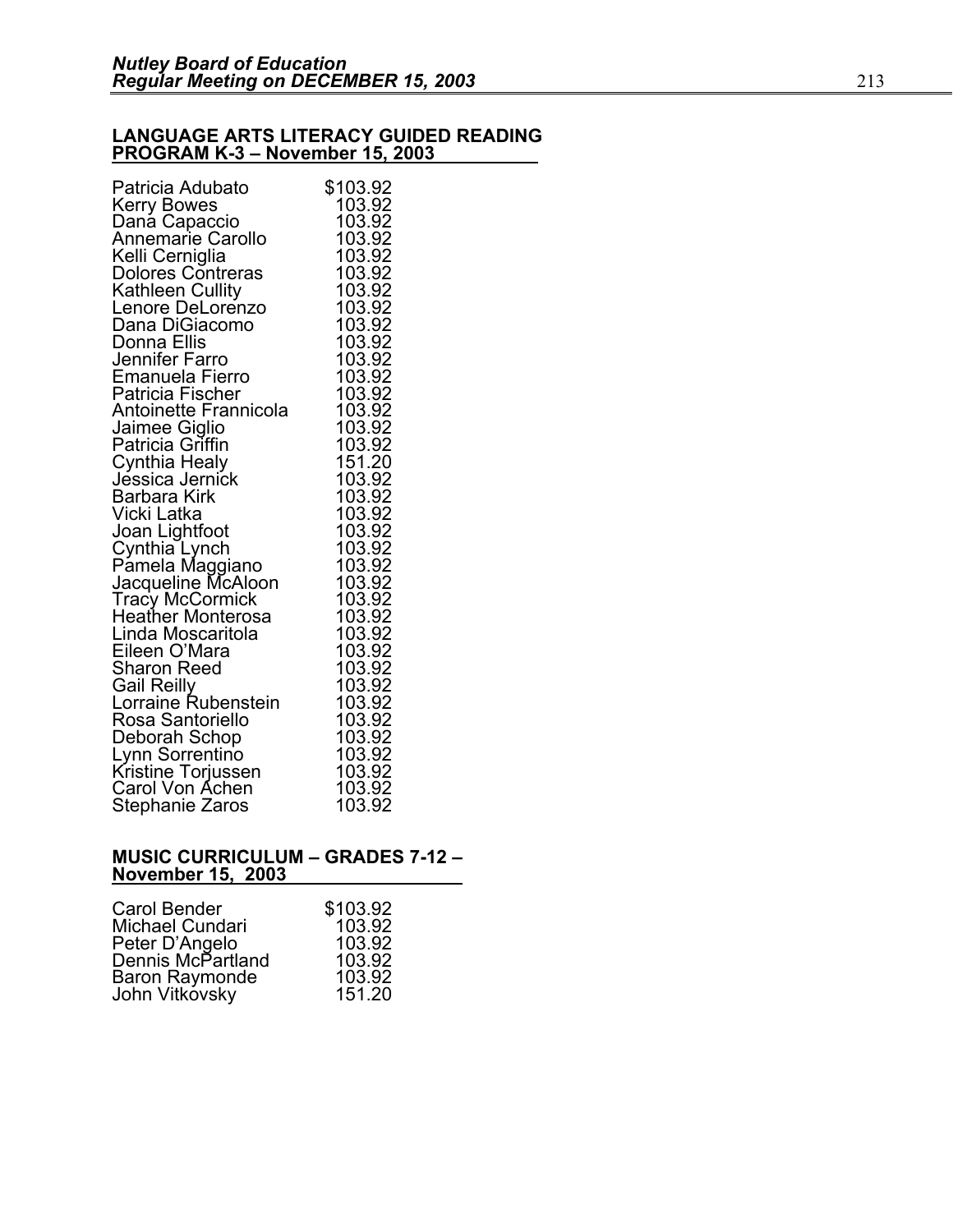## LANGUAGE ARTS LITERACY GUIDED READING PROGRAM K-3 – November 15, 2003

| | |
|---|---|
| Patricia Adubato | $103.92 |
| Kerry Bowes | 103.92 |
| Dana Capaccio | 103.92 |
| Annemarie Carollo | 103.92 |
| Kelli Cerniglia | 103.92 |
| Dolores Contreras | 103.92 |
| Kathleen Cullity | 103.92 |
| Lenore DeLorenzo | 103.92 |
| Dana DiGiacomo | 103.92 |
| Donna Ellis | 103.92 |
| Jennifer Farro | 103.92 |
| Emanuela Fierro | 103.92 |
| Patricia Fischer | 103.92 |
| Antoinette Frannicola | 103.92 |
| Jaimee Giglio | 103.92 |
| Patricia Griffin | 103.92 |
| Cynthia Healy | 151.20 |
| Jessica Jernick | 103.92 |
| Barbara Kirk | 103.92 |
| Vicki Latka | 103.92 |
| Joan Lightfoot | 103.92 |
| Cynthia Lynch | 103.92 |
| Pamela Maggiano | 103.92 |
| Jacqueline McAloon | 103.92 |
| Tracy McCormick | 103.92 |
| Heather Monterosa | 103.92 |
| Linda Moscaritola | 103.92 |
| Eileen O'Mara | 103.92 |
| Sharon Reed | 103.92 |
| Gail Reilly | 103.92 |
| Lorraine Rubenstein | 103.92 |
| Rosa Santoriello | 103.92 |
| Deborah Schop | 103.92 |
| Lynn Sorrentino | 103.92 |
| Kristine Torjussen | 103.92 |
| Carol Von Achen | 103.92 |
| Stephanie Zaros | 103.92 |

## MUSIC CURRICULUM – GRADES 7-12 – November 15, 2003

| | |
|---|---|
| Carol Bender | $103.92 |
| Michael Cundari | 103.92 |
| Peter D'Angelo | 103.92 |
| Dennis McPartland | 103.92 |
| Baron Raymonde | 103.92 |
| John Vitkovsky | 151.20 |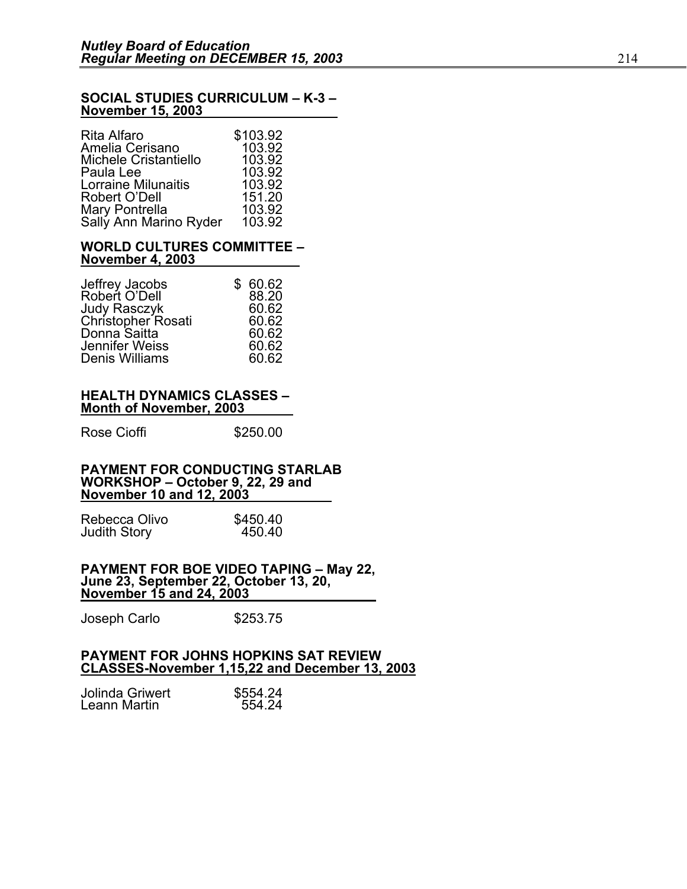**SOCIAL STUDIES CURRICULUM – K-3 – November 15, 2003**

| | |
|---|---|
| Rita Alfaro | $103.92 |
| Amelia Cerisano | 103.92 |
| Michele Cristantiello | 103.92 |
| Paula Lee | 103.92 |
| Lorraine Milunaitis | 103.92 |
| Robert O'Dell | 151.20 |
| Mary Pontrella | 103.92 |
| Sally Ann Marino Ryder | 103.92 |

**WORLD CULTURES COMMITTEE – November 4, 2003**

| | |
|---|---|
| Jeffrey Jacobs | $ 60.62 |
| Robert O'Dell | 88.20 |
| Judy Rasczyk | 60.62 |
| Christopher Rosati | 60.62 |
| Donna Saitta | 60.62 |
| Jennifer Weiss | 60.62 |
| Denis Williams | 60.62 |

**HEALTH DYNAMICS CLASSES – Month of November, 2003**

| | |
|---|---|
| Rose Cioffi | $250.00 |

**PAYMENT FOR CONDUCTING STARLAB WORKSHOP – October 9, 22, 29 and November 10 and 12, 2003**

| | |
|---|---|
| Rebecca Olivo | $450.40 |
| Judith Story | 450.40 |

**PAYMENT FOR BOE VIDEO TAPING – May 22, June 23, September 22, October 13, 20, November 15 and 24, 2003**

| | |
|---|---|
| Joseph Carlo | $253.75 |

**PAYMENT FOR JOHNS HOPKINS SAT REVIEW CLASSES-November 1,15,22 and December 13, 2003**

| | |
|---|---|
| Jolinda Griwert | $554.24 |
| Leann Martin | 554.24 |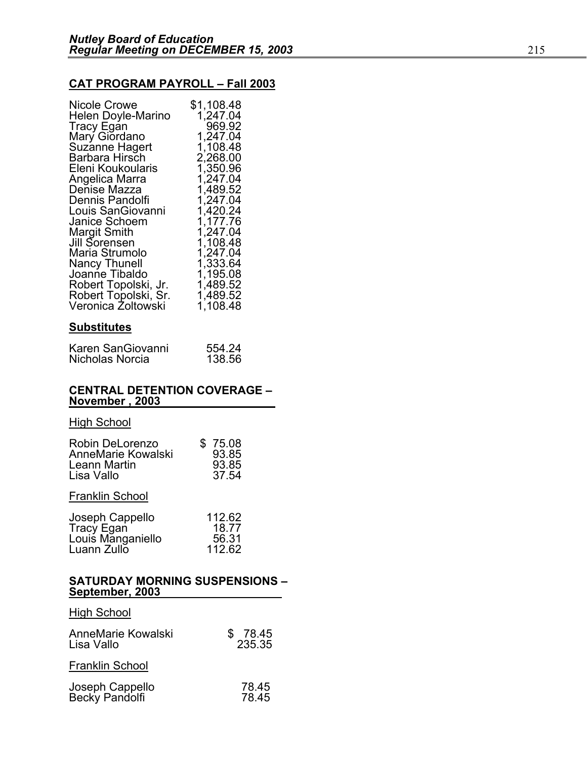## CAT PROGRAM PAYROLL – Fall 2003

| | |
|---|---|
| Nicole Crowe | $1,108.48 |
| Helen Doyle-Marino | 1,247.04 |
| Tracy Egan | 969.92 |
| Mary Giordano | 1,247.04 |
| Suzanne Hagert | 1,108.48 |
| Barbara Hirsch | 2,268.00 |
| Eleni Koukoularis | 1,350.96 |
| Angelica Marra | 1,247.04 |
| Denise Mazza | 1,489.52 |
| Dennis Pandolfi | 1,247.04 |
| Louis SanGiovanni | 1,420.24 |
| Janice Schoem | 1,177.76 |
| Margit Smith | 1,247.04 |
| Jill Sorensen | 1,108.48 |
| Maria Strumolo | 1,247.04 |
| Nancy Thunell | 1,333.64 |
| Joanne Tibaldo | 1,195.08 |
| Robert Topolski, Jr. | 1,489.52 |
| Robert Topolski, Sr. | 1,489.52 |
| Veronica Zoltowski | 1,108.48 |

### Substitutes

| | |
|---|---|
| Karen SanGiovanni | 554.24 |
| Nicholas Norcia | 138.56 |

## CENTRAL DETENTION COVERAGE – November , 2003

High School

| | |
|---|---|
| Robin DeLorenzo | $ 75.08 |
| AnneMarie Kowalski | 93.85 |
| Leann Martin | 93.85 |
| Lisa Vallo | 37.54 |

Franklin School

| | |
|---|---|
| Joseph Cappello | 112.62 |
| Tracy Egan | 18.77 |
| Louis Manganiello | 56.31 |
| Luann Zullo | 112.62 |

## SATURDAY MORNING SUSPENSIONS – September, 2003

High School

| | |
|---|---|
| AnneMarie Kowalski | $ 78.45 |
| Lisa Vallo | 235.35 |

Franklin School

| | |
|---|---|
| Joseph Cappello | 78.45 |
| Becky Pandolfi | 78.45 |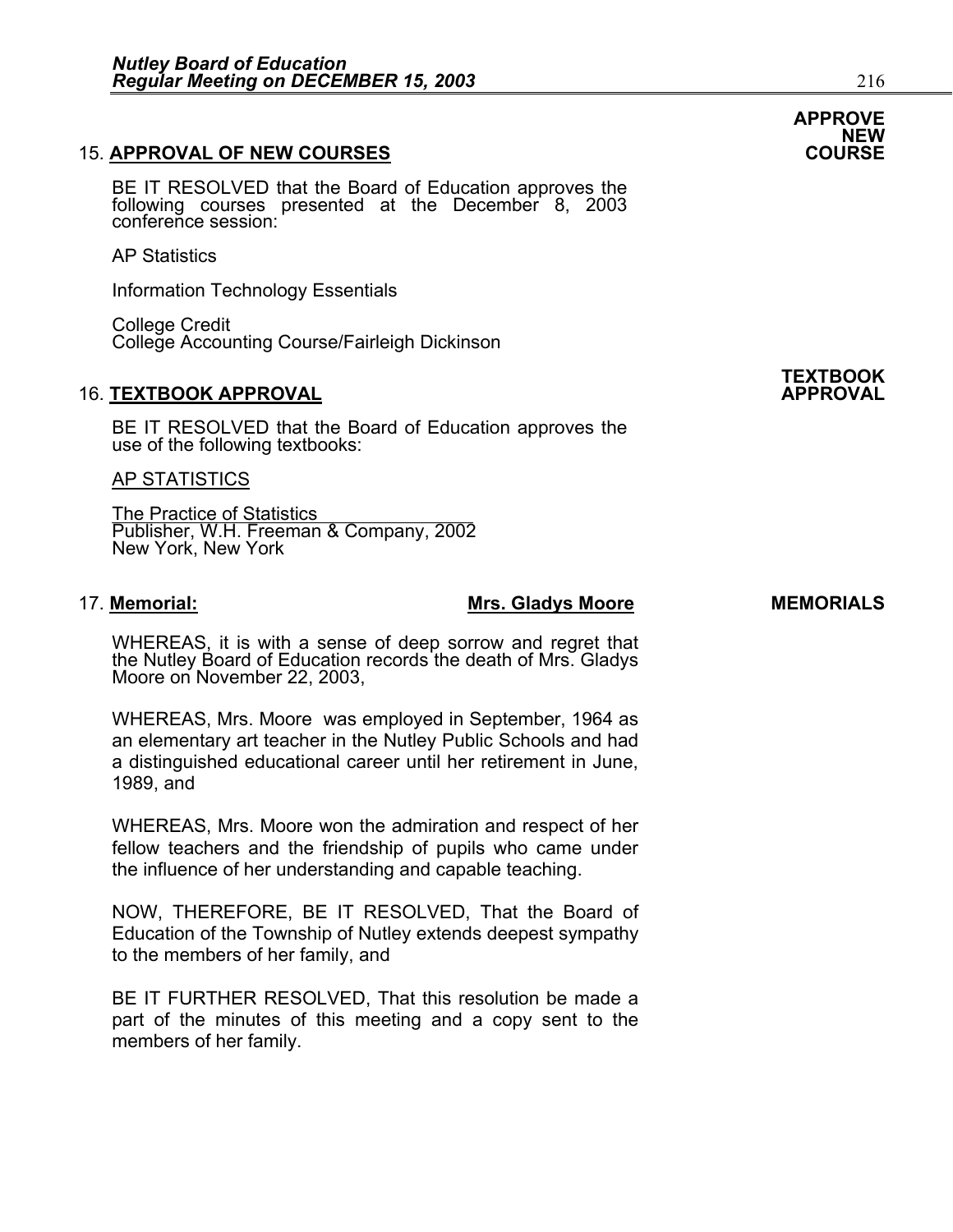**APPROVE NEW COURSE**

15. **APPROVAL OF NEW COURSES**

BE IT RESOLVED that the Board of Education approves the following courses presented at the December 8, 2003 conference session:

AP Statistics

Information Technology Essentials

College Credit
College Accounting Course/Fairleigh Dickinson

**TEXTBOOK APPROVAL**

16. **TEXTBOOK APPROVAL**

BE IT RESOLVED that the Board of Education approves the use of the following textbooks:

AP STATISTICS

The Practice of Statistics
Publisher, W.H. Freeman & Company, 2002
New York, New York

**MEMORIALS**

17. **Memorial: Mrs. Gladys Moore**

WHEREAS, it is with a sense of deep sorrow and regret that the Nutley Board of Education records the death of Mrs. Gladys Moore on November 22, 2003,

WHEREAS, Mrs. Moore was employed in September, 1964 as an elementary art teacher in the Nutley Public Schools and had a distinguished educational career until her retirement in June, 1989, and

WHEREAS, Mrs. Moore won the admiration and respect of her fellow teachers and the friendship of pupils who came under the influence of her understanding and capable teaching.

NOW, THEREFORE, BE IT RESOLVED, That the Board of Education of the Township of Nutley extends deepest sympathy to the members of her family, and

BE IT FURTHER RESOLVED, That this resolution be made a part of the minutes of this meeting and a copy sent to the members of her family.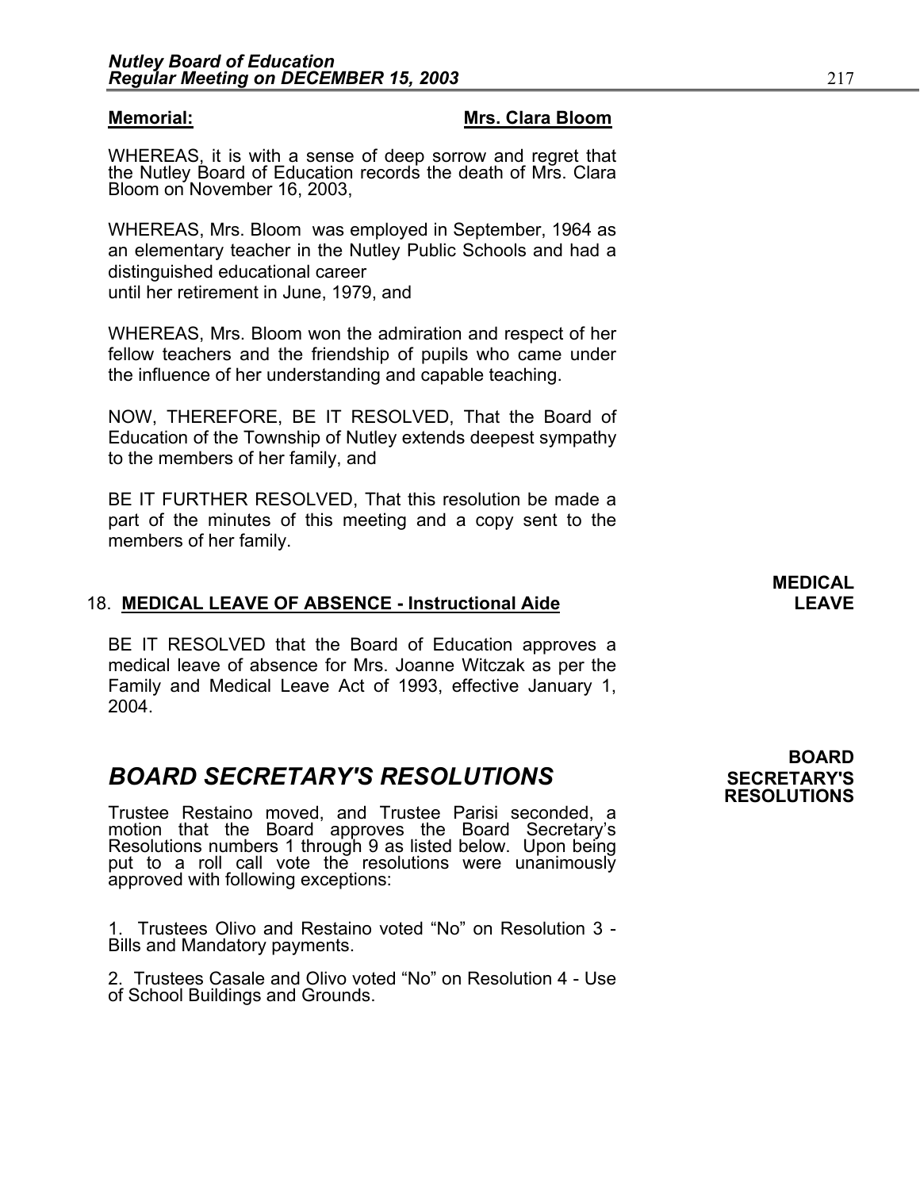**Memorial:** **Mrs. Clara Bloom**

WHEREAS, it is with a sense of deep sorrow and regret that the Nutley Board of Education records the death of Mrs. Clara Bloom on November 16, 2003,

WHEREAS, Mrs. Bloom was employed in September, 1964 as an elementary teacher in the Nutley Public Schools and had a distinguished educational career until her retirement in June, 1979, and

WHEREAS, Mrs. Bloom won the admiration and respect of her fellow teachers and the friendship of pupils who came under the influence of her understanding and capable teaching.

NOW, THEREFORE, BE IT RESOLVED, That the Board of Education of the Township of Nutley extends deepest sympathy to the members of her family, and

BE IT FURTHER RESOLVED, That this resolution be made a part of the minutes of this meeting and a copy sent to the members of her family.

**MEDICAL LEAVE**

18. **MEDICAL LEAVE OF ABSENCE - Instructional Aide**

BE IT RESOLVED that the Board of Education approves a medical leave of absence for Mrs. Joanne Witczak as per the Family and Medical Leave Act of 1993, effective January 1, 2004.

**BOARD SECRETARY'S RESOLUTIONS**

## *BOARD SECRETARY'S RESOLUTIONS*

Trustee Restaino moved, and Trustee Parisi seconded, a motion that the Board approves the Board Secretary's Resolutions numbers 1 through 9 as listed below. Upon being put to a roll call vote the resolutions were unanimously approved with following exceptions:

1. Trustees Olivo and Restaino voted "No" on Resolution 3 - Bills and Mandatory payments.

2. Trustees Casale and Olivo voted "No" on Resolution 4 - Use of School Buildings and Grounds.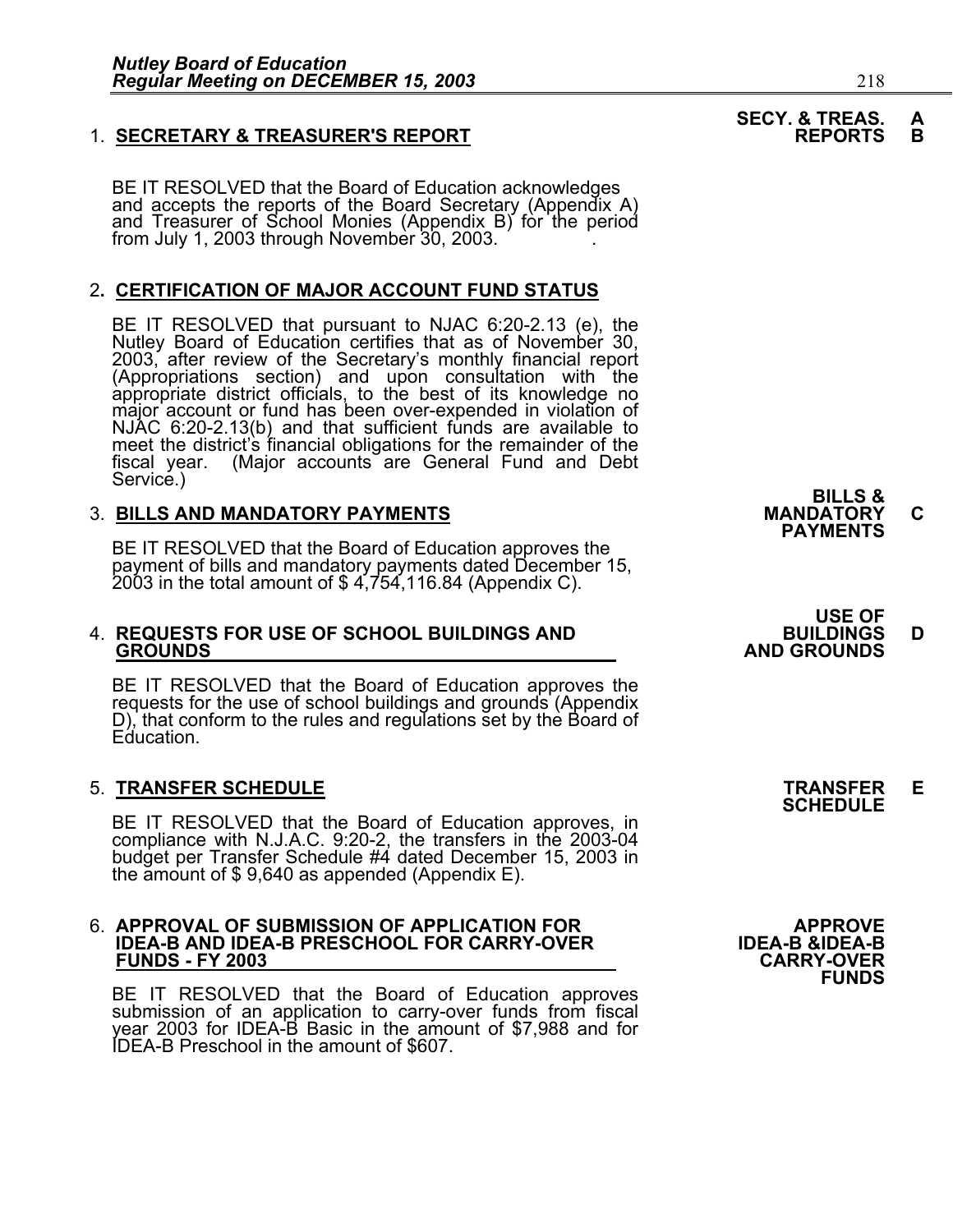1. **SECRETARY & TREASURER'S REPORT** — **SECY. & TREAS. REPORTS A B**

BE IT RESOLVED that the Board of Education acknowledges and accepts the reports of the Board Secretary (Appendix A) and Treasurer of School Monies (Appendix B) for the period from July 1, 2003 through November 30, 2003.

2. **CERTIFICATION OF MAJOR ACCOUNT FUND STATUS**

BE IT RESOLVED that pursuant to NJAC 6:20-2.13 (e), the Nutley Board of Education certifies that as of November 30, 2003, after review of the Secretary's monthly financial report (Appropriations section) and upon consultation with the appropriate district officials, to the best of its knowledge no major account or fund has been over-expended in violation of NJAC 6:20-2.13(b) and that sufficient funds are available to meet the district's financial obligations for the remainder of the fiscal year. (Major accounts are General Fund and Debt Service.)

3. **BILLS AND MANDATORY PAYMENTS** — **BILLS & MANDATORY PAYMENTS C**

BE IT RESOLVED that the Board of Education approves the payment of bills and mandatory payments dated December 15, 2003 in the total amount of $ 4,754,116.84 (Appendix C).

4. **REQUESTS FOR USE OF SCHOOL BUILDINGS AND GROUNDS** — **USE OF BUILDINGS AND GROUNDS D**

BE IT RESOLVED that the Board of Education approves the requests for the use of school buildings and grounds (Appendix D), that conform to the rules and regulations set by the Board of Education.

5. **TRANSFER SCHEDULE** — **TRANSFER SCHEDULE E**

BE IT RESOLVED that the Board of Education approves, in compliance with N.J.A.C. 9:20-2, the transfers in the 2003-04 budget per Transfer Schedule #4 dated December 15, 2003 in the amount of $ 9,640 as appended (Appendix E).

6. **APPROVAL OF SUBMISSION OF APPLICATION FOR IDEA-B AND IDEA-B PRESCHOOL FOR CARRY-OVER FUNDS - FY 2003** — **APPROVE IDEA-B &IDEA-B CARRY-OVER FUNDS**

BE IT RESOLVED that the Board of Education approves submission of an application to carry-over funds from fiscal year 2003 for IDEA-B Basic in the amount of $7,988 and for IDEA-B Preschool in the amount of $607.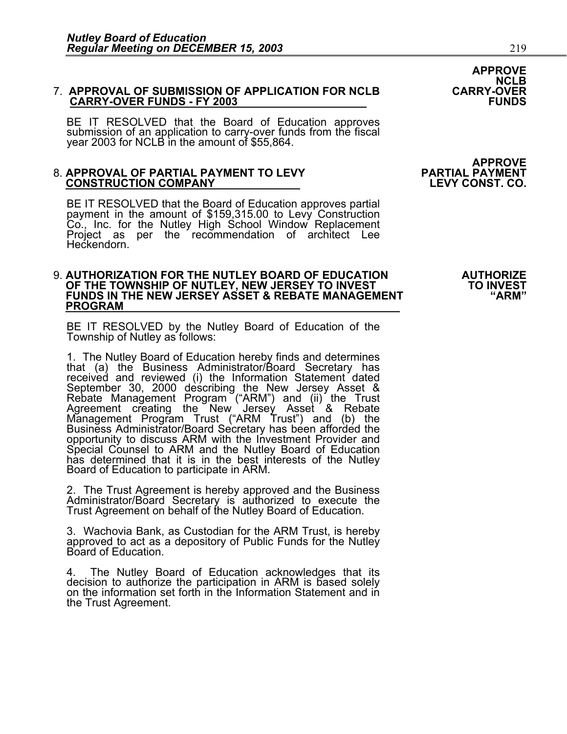**APPROVE NCLB CARRY-OVER FUNDS**

7. **APPROVAL OF SUBMISSION OF APPLICATION FOR NCLB CARRY-OVER FUNDS - FY 2003**

BE IT RESOLVED that the Board of Education approves submission of an application to carry-over funds from the fiscal year 2003 for NCLB in the amount of $55,864.

**APPROVE PARTIAL PAYMENT LEVY CONST. CO.**

8. **APPROVAL OF PARTIAL PAYMENT TO LEVY CONSTRUCTION COMPANY**

BE IT RESOLVED that the Board of Education approves partial payment in the amount of $159,315.00 to Levy Construction Co., Inc. for the Nutley High School Window Replacement Project as per the recommendation of architect Lee Heckendorn.

**AUTHORIZE TO INVEST "ARM"**

9. **AUTHORIZATION FOR THE NUTLEY BOARD OF EDUCATION OF THE TOWNSHIP OF NUTLEY, NEW JERSEY TO INVEST FUNDS IN THE NEW JERSEY ASSET & REBATE MANAGEMENT PROGRAM**

BE IT RESOLVED by the Nutley Board of Education of the Township of Nutley as follows:

1. The Nutley Board of Education hereby finds and determines that (a) the Business Administrator/Board Secretary has received and reviewed (i) the Information Statement dated September 30, 2000 describing the New Jersey Asset & Rebate Management Program ("ARM") and (ii) the Trust Agreement creating the New Jersey Asset & Rebate Management Program Trust ("ARM Trust") and (b) the Business Administrator/Board Secretary has been afforded the opportunity to discuss ARM with the Investment Provider and Special Counsel to ARM and the Nutley Board of Education has determined that it is in the best interests of the Nutley Board of Education to participate in ARM.

2. The Trust Agreement is hereby approved and the Business Administrator/Board Secretary is authorized to execute the Trust Agreement on behalf of the Nutley Board of Education.

3. Wachovia Bank, as Custodian for the ARM Trust, is hereby approved to act as a depository of Public Funds for the Nutley Board of Education.

4. The Nutley Board of Education acknowledges that its decision to authorize the participation in ARM is based solely on the information set forth in the Information Statement and in the Trust Agreement.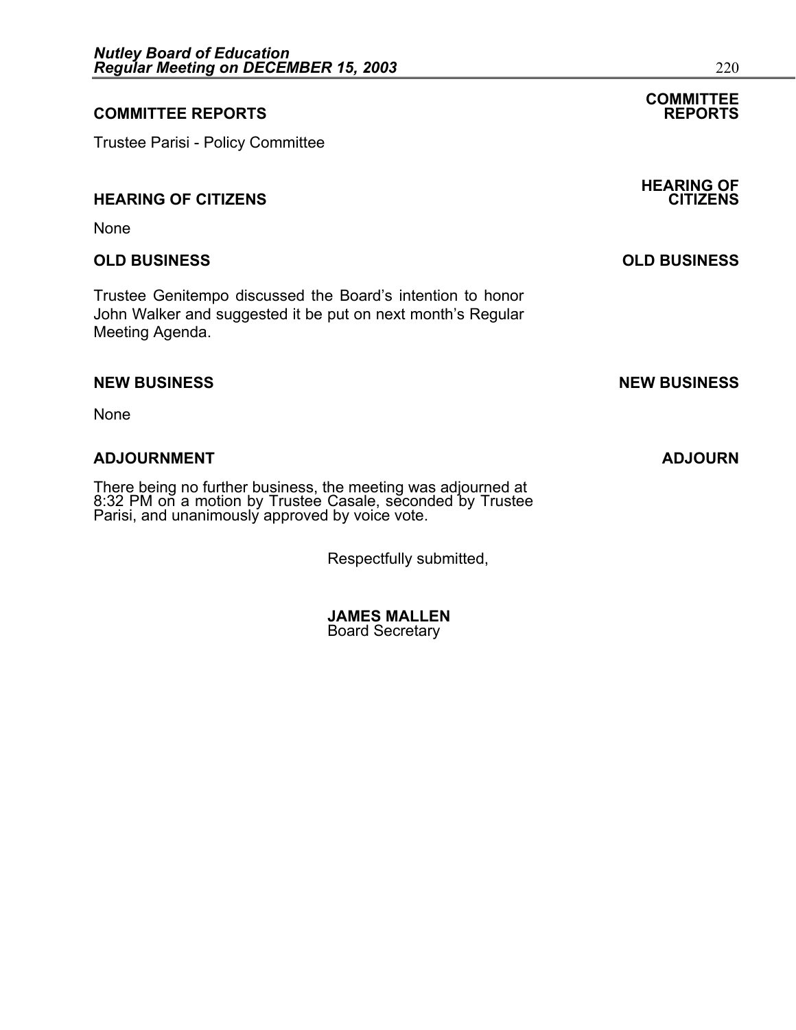## COMMITTEE REPORTS

Trustee Parisi - Policy Committee

## HEARING OF CITIZENS

None

## OLD BUSINESS

Trustee Genitempo discussed the Board's intention to honor John Walker and suggested it be put on next month's Regular Meeting Agenda.

## NEW BUSINESS

None

## ADJOURNMENT

There being no further business, the meeting was adjourned at 8:32 PM on a motion by Trustee Casale, seconded by Trustee Parisi, and unanimously approved by voice vote.

Respectfully submitted,

**JAMES MALLEN**
Board Secretary